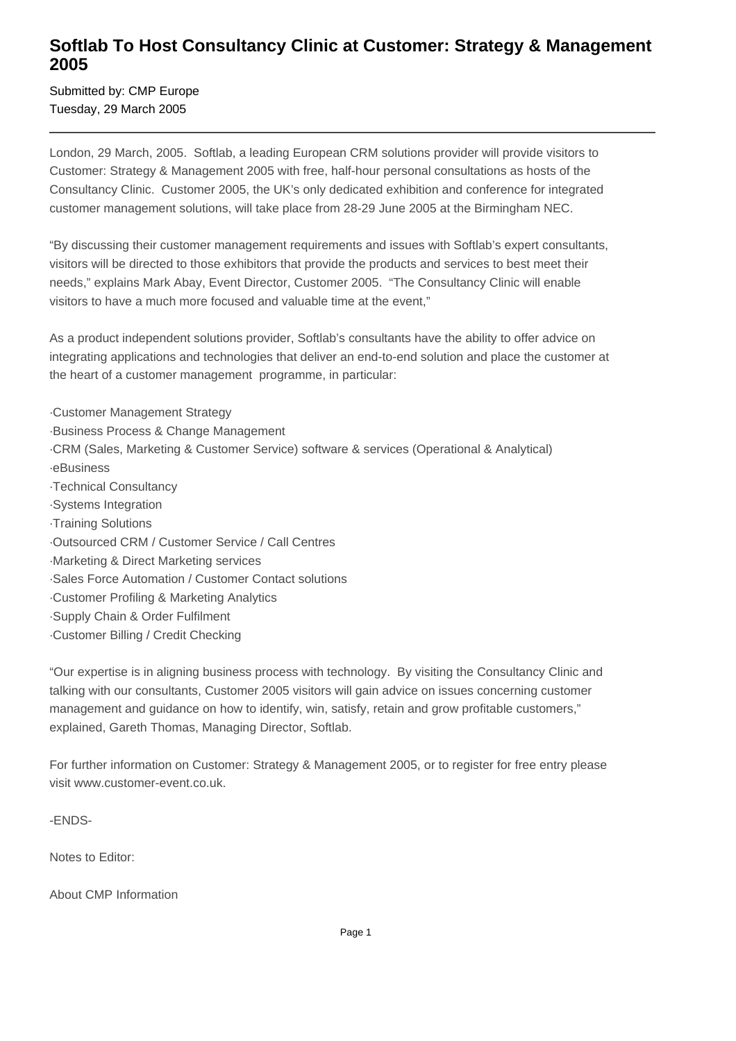# Softlab To Host Consultancy Clinic at Customer: Strategy & Management 2005

Submitted by: CMP Europe
Tuesday, 29 March 2005

---

London, 29 March, 2005. Softlab, a leading European CRM solutions provider will provide visitors to Customer: Strategy & Management 2005 with free, half-hour personal consultations as hosts of the Consultancy Clinic. Customer 2005, the UK's only dedicated exhibition and conference for integrated customer management solutions, will take place from 28-29 June 2005 at the Birmingham NEC.

"By discussing their customer management requirements and issues with Softlab's expert consultants, visitors will be directed to those exhibitors that provide the products and services to best meet their needs," explains Mark Abay, Event Director, Customer 2005. "The Consultancy Clinic will enable visitors to have a much more focused and valuable time at the event,"

As a product independent solutions provider, Softlab's consultants have the ability to offer advice on integrating applications and technologies that deliver an end-to-end solution and place the customer at the heart of a customer management programme, in particular:

·Customer Management Strategy
·Business Process & Change Management
·CRM (Sales, Marketing & Customer Service) software & services (Operational & Analytical)
·eBusiness
·Technical Consultancy
·Systems Integration
·Training Solutions
·Outsourced CRM / Customer Service / Call Centres
·Marketing & Direct Marketing services
·Sales Force Automation / Customer Contact solutions
·Customer Profiling & Marketing Analytics
·Supply Chain & Order Fulfilment
·Customer Billing / Credit Checking

"Our expertise is in aligning business process with technology. By visiting the Consultancy Clinic and talking with our consultants, Customer 2005 visitors will gain advice on issues concerning customer management and guidance on how to identify, win, satisfy, retain and grow profitable customers," explained, Gareth Thomas, Managing Director, Softlab.

For further information on Customer: Strategy & Management 2005, or to register for free entry please visit www.customer-event.co.uk.

-ENDS-

Notes to Editor:

About CMP Information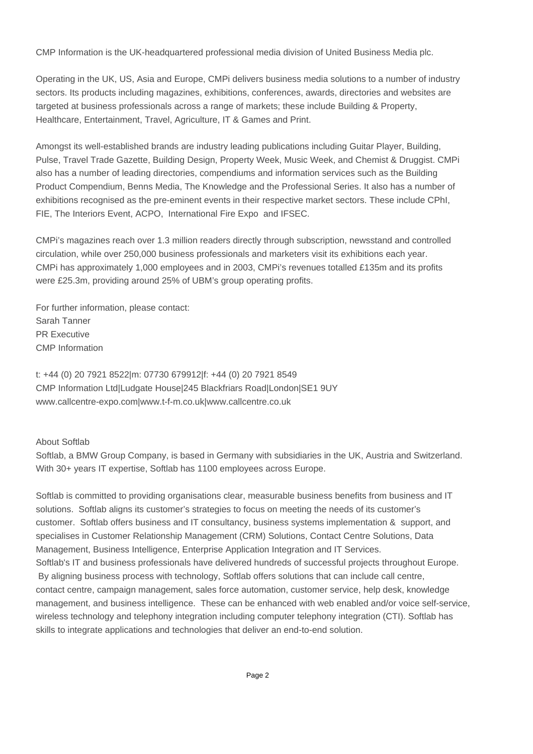CMP Information is the UK-headquartered professional media division of United Business Media plc.

Operating in the UK, US, Asia and Europe, CMPi delivers business media solutions to a number of industry sectors. Its products including magazines, exhibitions, conferences, awards, directories and websites are targeted at business professionals across a range of markets; these include Building & Property, Healthcare, Entertainment, Travel, Agriculture, IT & Games and Print.

Amongst its well-established brands are industry leading publications including Guitar Player, Building, Pulse, Travel Trade Gazette, Building Design, Property Week, Music Week, and Chemist & Druggist. CMPi also has a number of leading directories, compendiums and information services such as the Building Product Compendium, Benns Media, The Knowledge and the Professional Series. It also has a number of exhibitions recognised as the pre-eminent events in their respective market sectors. These include CPhI, FIE, The Interiors Event, ACPO, International Fire Expo and IFSEC.

CMPi's magazines reach over 1.3 million readers directly through subscription, newsstand and controlled circulation, while over 250,000 business professionals and marketers visit its exhibitions each year. CMPi has approximately 1,000 employees and in 2003, CMPi's revenues totalled £135m and its profits were £25.3m, providing around 25% of UBM's group operating profits.

For further information, please contact:
Sarah Tanner
PR Executive
CMP Information

t: +44 (0) 20 7921 8522|m: 07730 679912|f: +44 (0) 20 7921 8549
CMP Information Ltd|Ludgate House|245 Blackfriars Road|London|SE1 9UY
www.callcentre-expo.com|www.t-f-m.co.uk|www.callcentre.co.uk

About Softlab

Softlab, a BMW Group Company, is based in Germany with subsidiaries in the UK, Austria and Switzerland. With 30+ years IT expertise, Softlab has 1100 employees across Europe.

Softlab is committed to providing organisations clear, measurable business benefits from business and IT solutions. Softlab aligns its customer's strategies to focus on meeting the needs of its customer's customer. Softlab offers business and IT consultancy, business systems implementation & support, and specialises in Customer Relationship Management (CRM) Solutions, Contact Centre Solutions, Data Management, Business Intelligence, Enterprise Application Integration and IT Services.
Softlab's IT and business professionals have delivered hundreds of successful projects throughout Europe. By aligning business process with technology, Softlab offers solutions that can include call centre, contact centre, campaign management, sales force automation, customer service, help desk, knowledge management, and business intelligence. These can be enhanced with web enabled and/or voice self-service, wireless technology and telephony integration including computer telephony integration (CTI). Softlab has skills to integrate applications and technologies that deliver an end-to-end solution.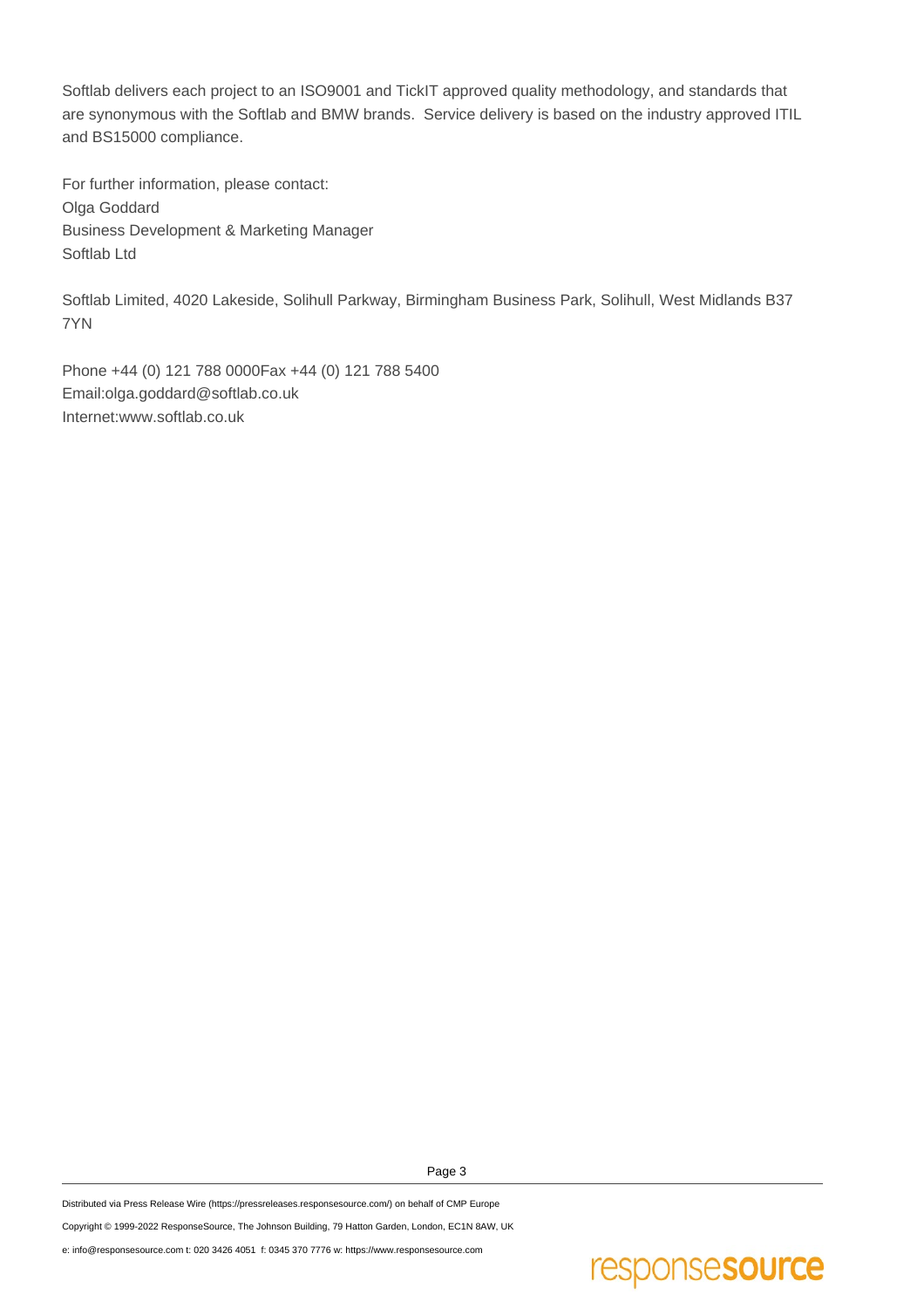Softlab delivers each project to an ISO9001 and TickIT approved quality methodology, and standards that are synonymous with the Softlab and BMW brands.  Service delivery is based on the industry approved ITIL and BS15000 compliance.

For further information, please contact:  
Olga Goddard  
Business Development & Marketing Manager  
Softlab Ltd

Softlab Limited, 4020 Lakeside, Solihull Parkway, Birmingham Business Park, Solihull, West Midlands B37 7YN

Phone +44 (0) 121 788 0000Fax +44 (0) 121 788 5400  
Email:olga.goddard@softlab.co.uk  
Internet:www.softlab.co.uk